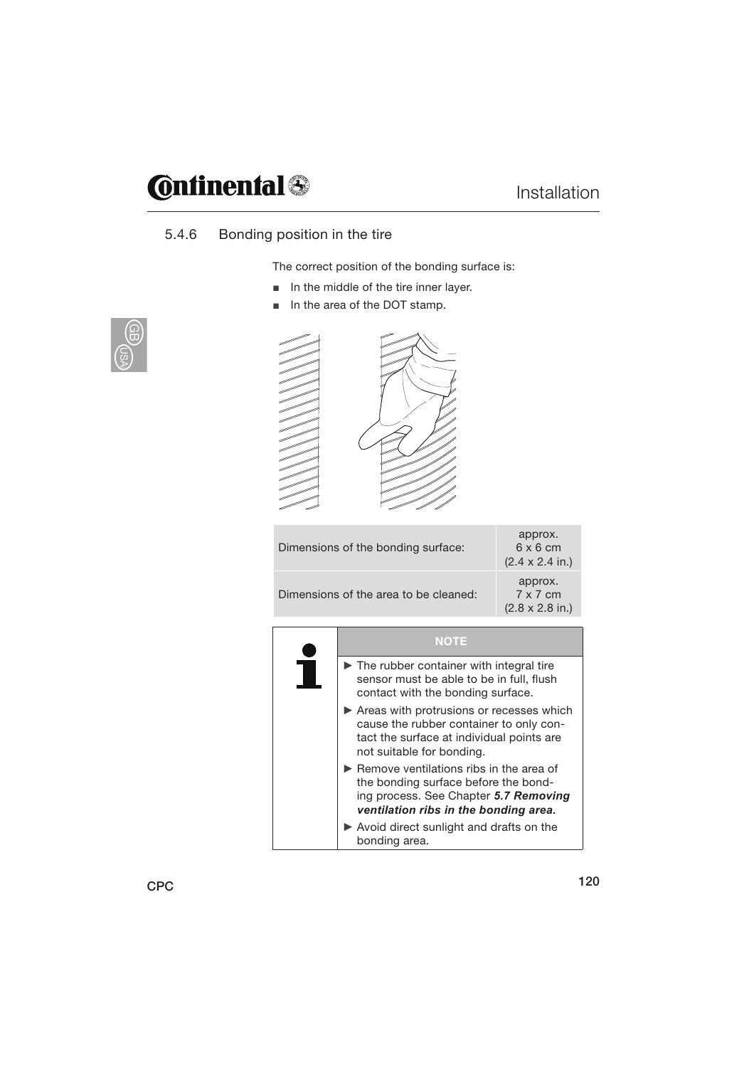### 5.4.6 Bonding position in the tire

The correct position of the bonding surface is:

- In the middle of the tire inner layer.
- In the area of the DOT stamp.

| Dimensions of the bonding surface: | approx. 6 x 6 cm (2.4 x 2.4 in.) |
|---|---|
| Dimensions of the area to be cleaned: | approx. 7 x 7 cm (2.8 x 2.8 in.) |

**NOTE**

- ► The rubber container with integral tire sensor must be able to be in full, flush contact with the bonding surface.
- ► Areas with protrusions or recesses which cause the rubber container to only contact the surface at individual points are not suitable for bonding.
- ► Remove ventilations ribs in the area of the bonding surface before the bonding process. See Chapter ***5.7 Removing ventilation ribs in the bonding area.***
- ► Avoid direct sunlight and drafts on the bonding area.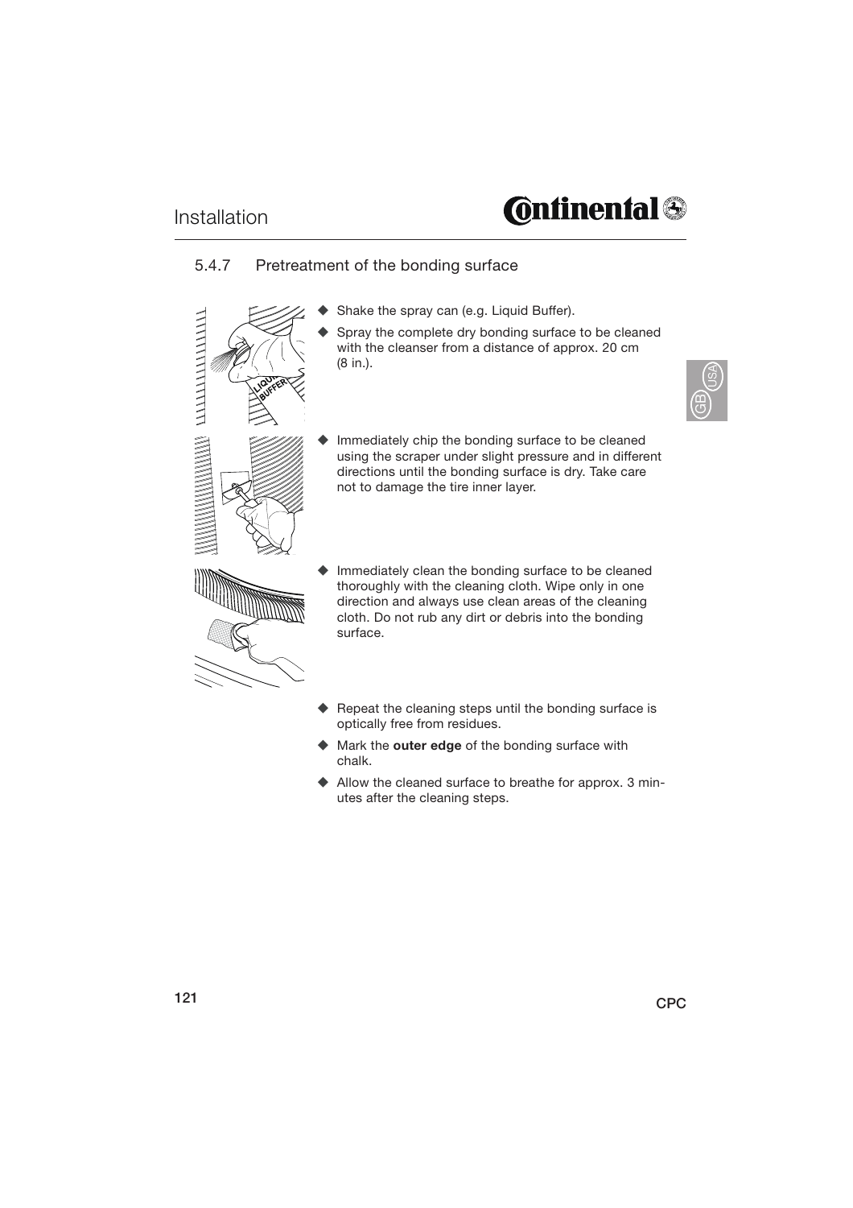## 5.4.7 Pretreatment of the bonding surface

- Shake the spray can (e.g. Liquid Buffer).
- Spray the complete dry bonding surface to be cleaned with the cleanser from a distance of approx. 20 cm (8 in.).
- Immediately chip the bonding surface to be cleaned using the scraper under slight pressure and in different directions until the bonding surface is dry. Take care not to damage the tire inner layer.
- Immediately clean the bonding surface to be cleaned thoroughly with the cleaning cloth. Wipe only in one direction and always use clean areas of the cleaning cloth. Do not rub any dirt or debris into the bonding surface.
- Repeat the cleaning steps until the bonding surface is optically free from residues.
- Mark the **outer edge** of the bonding surface with chalk.
- Allow the cleaned surface to breathe for approx. 3 minutes after the cleaning steps.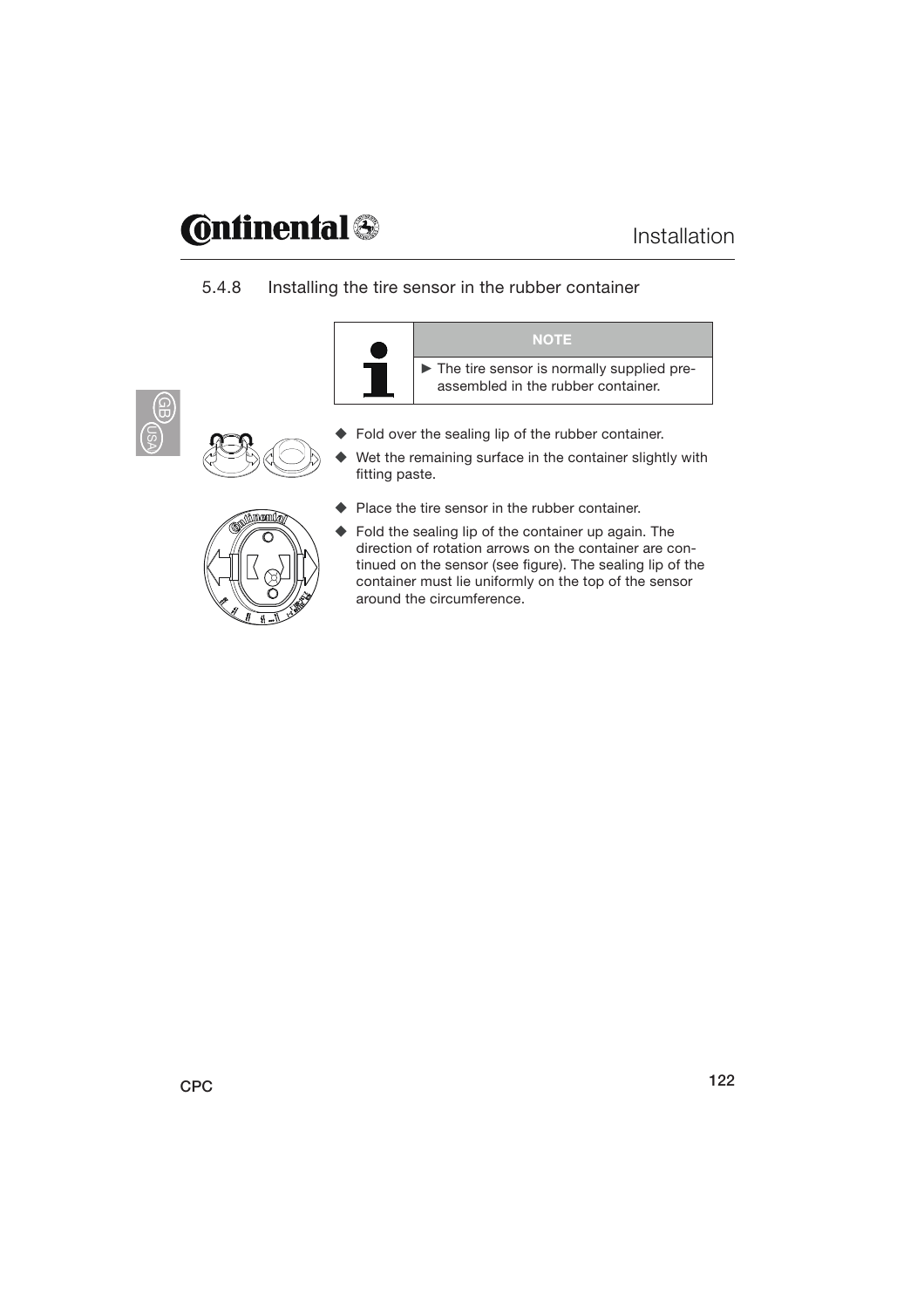## 5.4.8 Installing the tire sensor in the rubber container

| NOTE |
| --- |
| ► The tire sensor is normally supplied pre-assembled in the rubber container. |

- Fold over the sealing lip of the rubber container.
- Wet the remaining surface in the container slightly with fitting paste.
- Place the tire sensor in the rubber container.
- Fold the sealing lip of the container up again. The direction of rotation arrows on the container are continued on the sensor (see figure). The sealing lip of the container must lie uniformly on the top of the sensor around the circumference.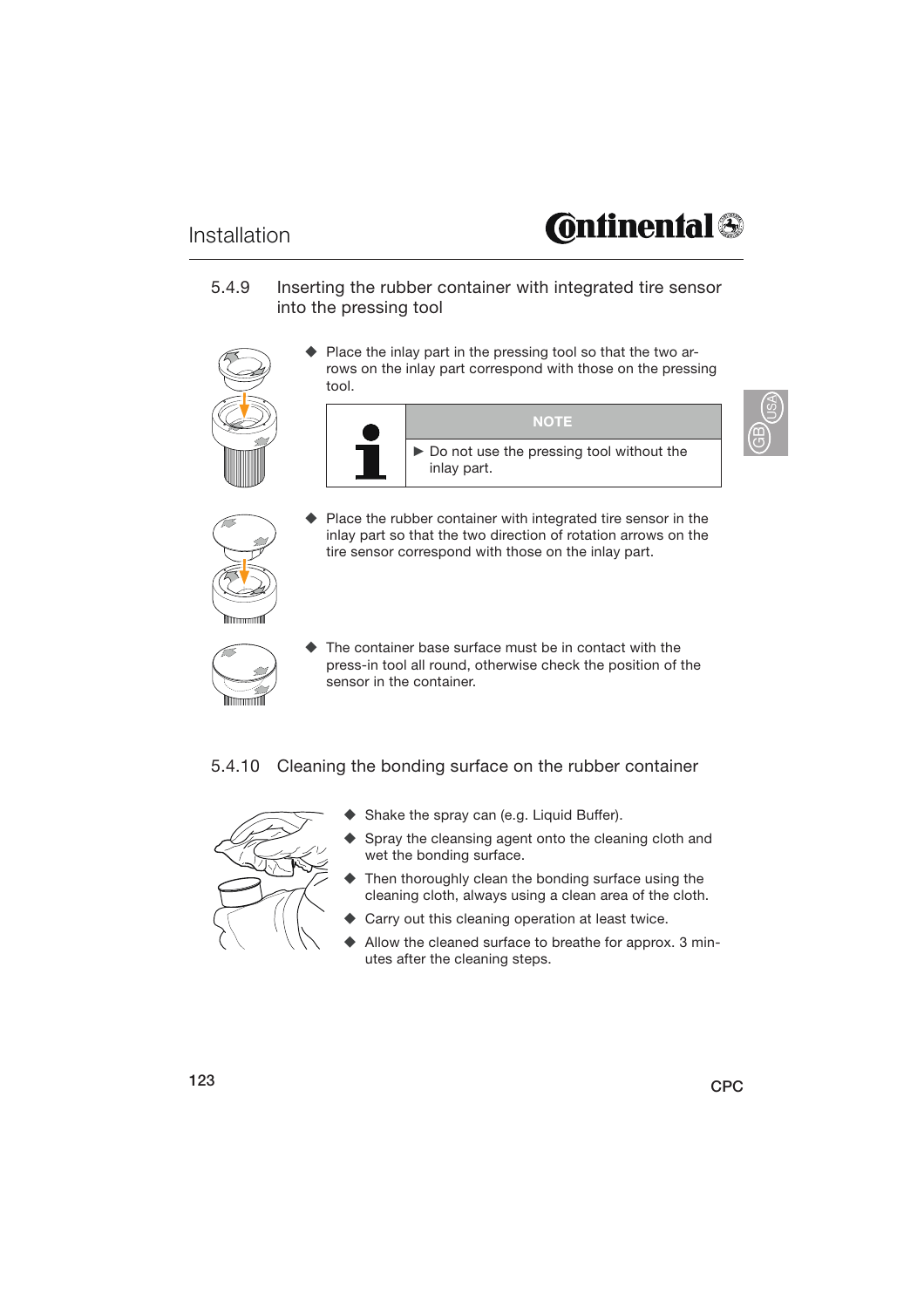### 5.4.9 Inserting the rubber container with integrated tire sensor into the pressing tool

- Place the inlay part in the pressing tool so that the two arrows on the inlay part correspond with those on the pressing tool.

| NOTE |
|---|
| ▶ Do not use the pressing tool without the inlay part. |

- Place the rubber container with integrated tire sensor in the inlay part so that the two direction of rotation arrows on the tire sensor correspond with those on the inlay part.
- The container base surface must be in contact with the press-in tool all round, otherwise check the position of the sensor in the container.

### 5.4.10 Cleaning the bonding surface on the rubber container

- Shake the spray can (e.g. Liquid Buffer).
- Spray the cleansing agent onto the cleaning cloth and wet the bonding surface.
- Then thoroughly clean the bonding surface using the cleaning cloth, always using a clean area of the cloth.
- Carry out this cleaning operation at least twice.
- Allow the cleaned surface to breathe for approx. 3 minutes after the cleaning steps.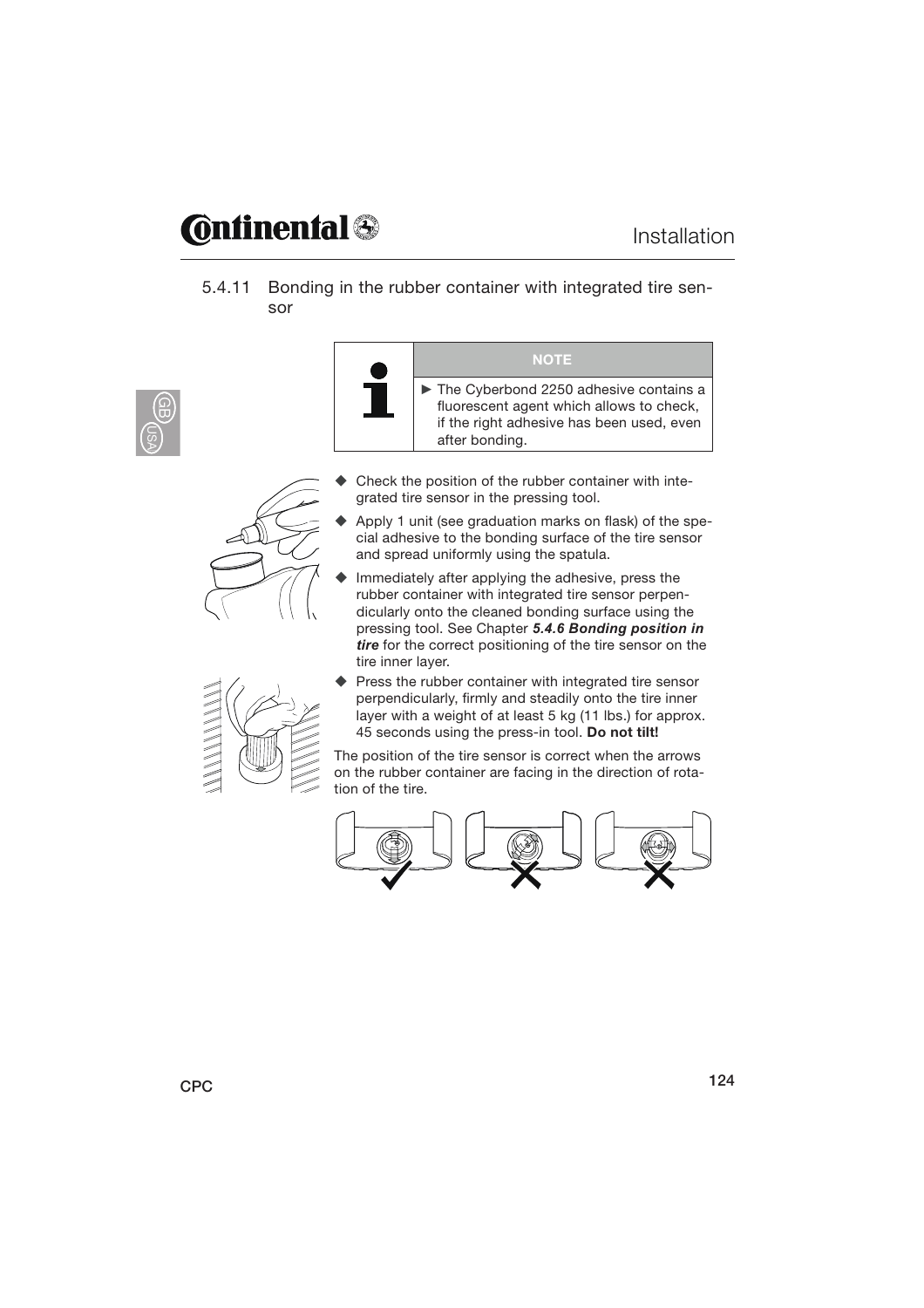## 5.4.11 Bonding in the rubber container with integrated tire sensor

**NOTE**

- The Cyberbond 2250 adhesive contains a fluorescent agent which allows to check, if the right adhesive has been used, even after bonding.

- Check the position of the rubber container with integrated tire sensor in the pressing tool.
- Apply 1 unit (see graduation marks on flask) of the special adhesive to the bonding surface of the tire sensor and spread uniformly using the spatula.
- Immediately after applying the adhesive, press the rubber container with integrated tire sensor perpendicularly onto the cleaned bonding surface using the pressing tool. See Chapter ***5.4.6 Bonding position in tire*** for the correct positioning of the tire sensor on the tire inner layer.
- Press the rubber container with integrated tire sensor perpendicularly, firmly and steadily onto the tire inner layer with a weight of at least 5 kg (11 lbs.) for approx. 45 seconds using the press-in tool. **Do not tilt!**

The position of the tire sensor is correct when the arrows on the rubber container are facing in the direction of rotation of the tire.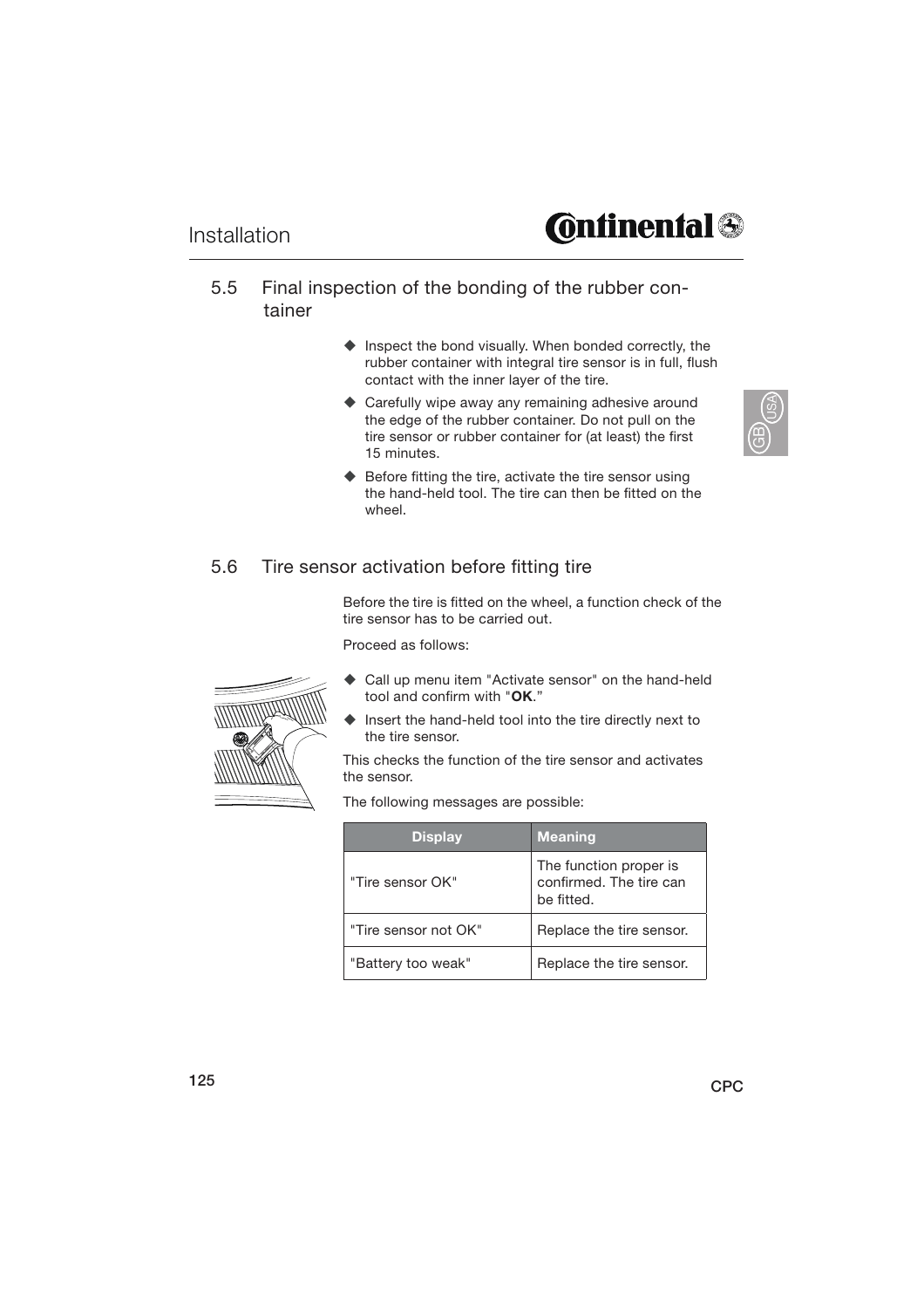## 5.5 Final inspection of the bonding of the rubber container

- Inspect the bond visually. When bonded correctly, the rubber container with integral tire sensor is in full, flush contact with the inner layer of the tire.
- Carefully wipe away any remaining adhesive around the edge of the rubber container. Do not pull on the tire sensor or rubber container for (at least) the first 15 minutes.
- Before fitting the tire, activate the tire sensor using the hand-held tool. The tire can then be fitted on the wheel.

## 5.6 Tire sensor activation before fitting tire

Before the tire is fitted on the wheel, a function check of the tire sensor has to be carried out.

Proceed as follows:

- Call up menu item "Activate sensor" on the hand-held tool and confirm with "**OK**."
- Insert the hand-held tool into the tire directly next to the tire sensor.

This checks the function of the tire sensor and activates the sensor.

The following messages are possible:

| Display | Meaning |
|---|---|
| "Tire sensor OK" | The function proper is confirmed. The tire can be fitted. |
| "Tire sensor not OK" | Replace the tire sensor. |
| "Battery too weak" | Replace the tire sensor. |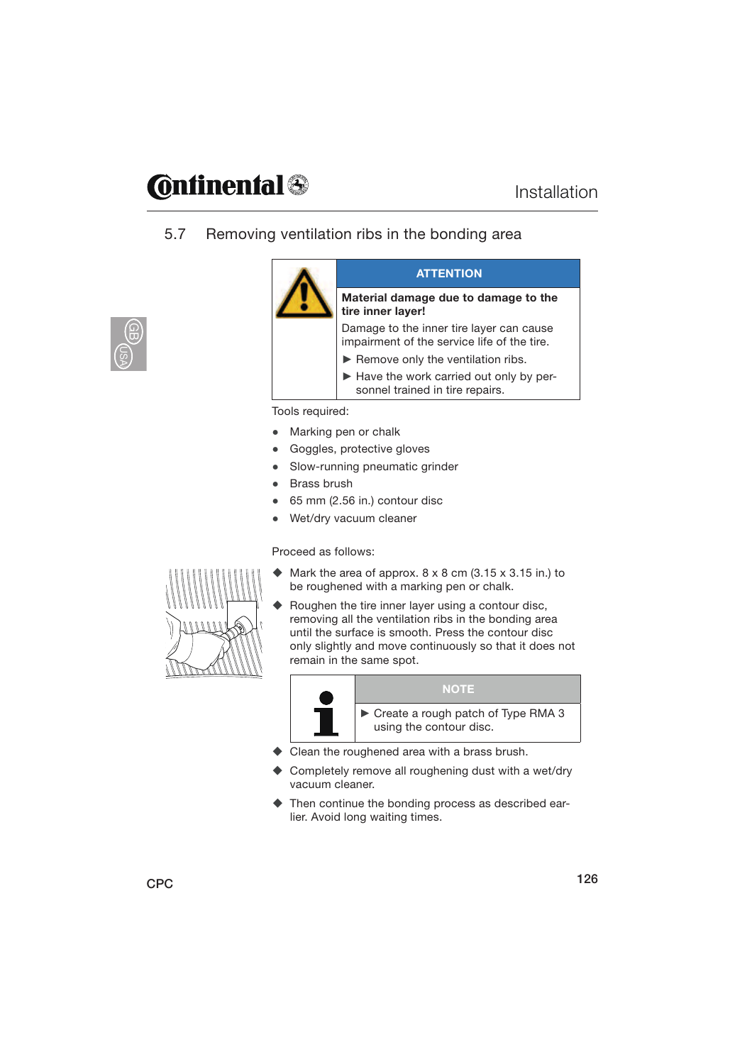## 5.7 Removing ventilation ribs in the bonding area

| ATTENTION |
|---|
| **Material damage due to damage to the tire inner layer!** |
| Damage to the inner tire layer can cause impairment of the service life of the tire. |
| ▶ Remove only the ventilation ribs. |
| ▶ Have the work carried out only by personnel trained in tire repairs. |

Tools required:

- Marking pen or chalk
- Goggles, protective gloves
- Slow-running pneumatic grinder
- Brass brush
- 65 mm (2.56 in.) contour disc
- Wet/dry vacuum cleaner

Proceed as follows:

- Mark the area of approx. 8 x 8 cm (3.15 x 3.15 in.) to be roughened with a marking pen or chalk.
- Roughen the tire inner layer using a contour disc, removing all the ventilation ribs in the bonding area until the surface is smooth. Press the contour disc only slightly and move continuously so that it does not remain in the same spot.

| NOTE |
|---|
| ▶ Create a rough patch of Type RMA 3 using the contour disc. |

- Clean the roughened area with a brass brush.
- Completely remove all roughening dust with a wet/dry vacuum cleaner.
- Then continue the bonding process as described earlier. Avoid long waiting times.